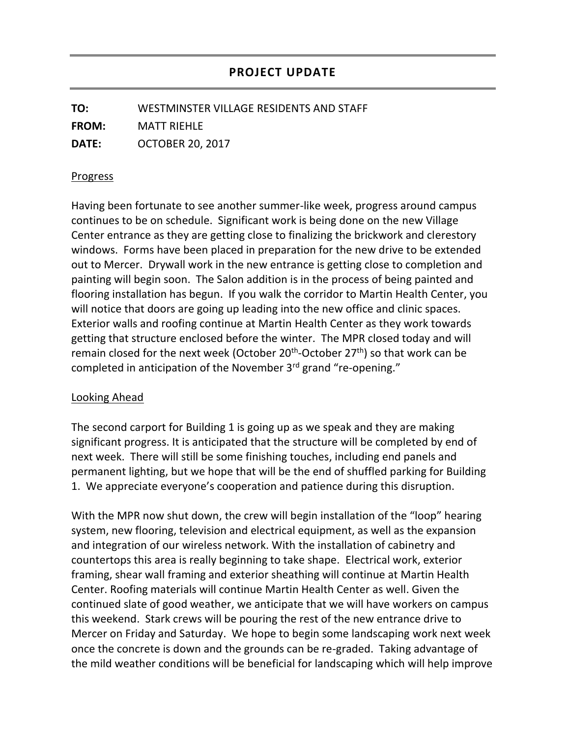# PROJECT UPDATE

**TO:** WESTMINSTER VILLAGE RESIDENTS AND STAFF
**FROM:** MATT RIEHLE
**DATE:** OCTOBER 20, 2017

## Progress

Having been fortunate to see another summer-like week, progress around campus continues to be on schedule. Significant work is being done on the new Village Center entrance as they are getting close to finalizing the brickwork and clerestory windows. Forms have been placed in preparation for the new drive to be extended out to Mercer. Drywall work in the new entrance is getting close to completion and painting will begin soon. The Salon addition is in the process of being painted and flooring installation has begun. If you walk the corridor to Martin Health Center, you will notice that doors are going up leading into the new office and clinic spaces. Exterior walls and roofing continue at Martin Health Center as they work towards getting that structure enclosed before the winter. The MPR closed today and will remain closed for the next week (October 20th-October 27th) so that work can be completed in anticipation of the November 3rd grand "re-opening."

## Looking Ahead

The second carport for Building 1 is going up as we speak and they are making significant progress. It is anticipated that the structure will be completed by end of next week. There will still be some finishing touches, including end panels and permanent lighting, but we hope that will be the end of shuffled parking for Building 1. We appreciate everyone's cooperation and patience during this disruption.

With the MPR now shut down, the crew will begin installation of the "loop" hearing system, new flooring, television and electrical equipment, as well as the expansion and integration of our wireless network. With the installation of cabinetry and countertops this area is really beginning to take shape. Electrical work, exterior framing, shear wall framing and exterior sheathing will continue at Martin Health Center. Roofing materials will continue Martin Health Center as well. Given the continued slate of good weather, we anticipate that we will have workers on campus this weekend. Stark crews will be pouring the rest of the new entrance drive to Mercer on Friday and Saturday. We hope to begin some landscaping work next week once the concrete is down and the grounds can be re-graded. Taking advantage of the mild weather conditions will be beneficial for landscaping which will help improve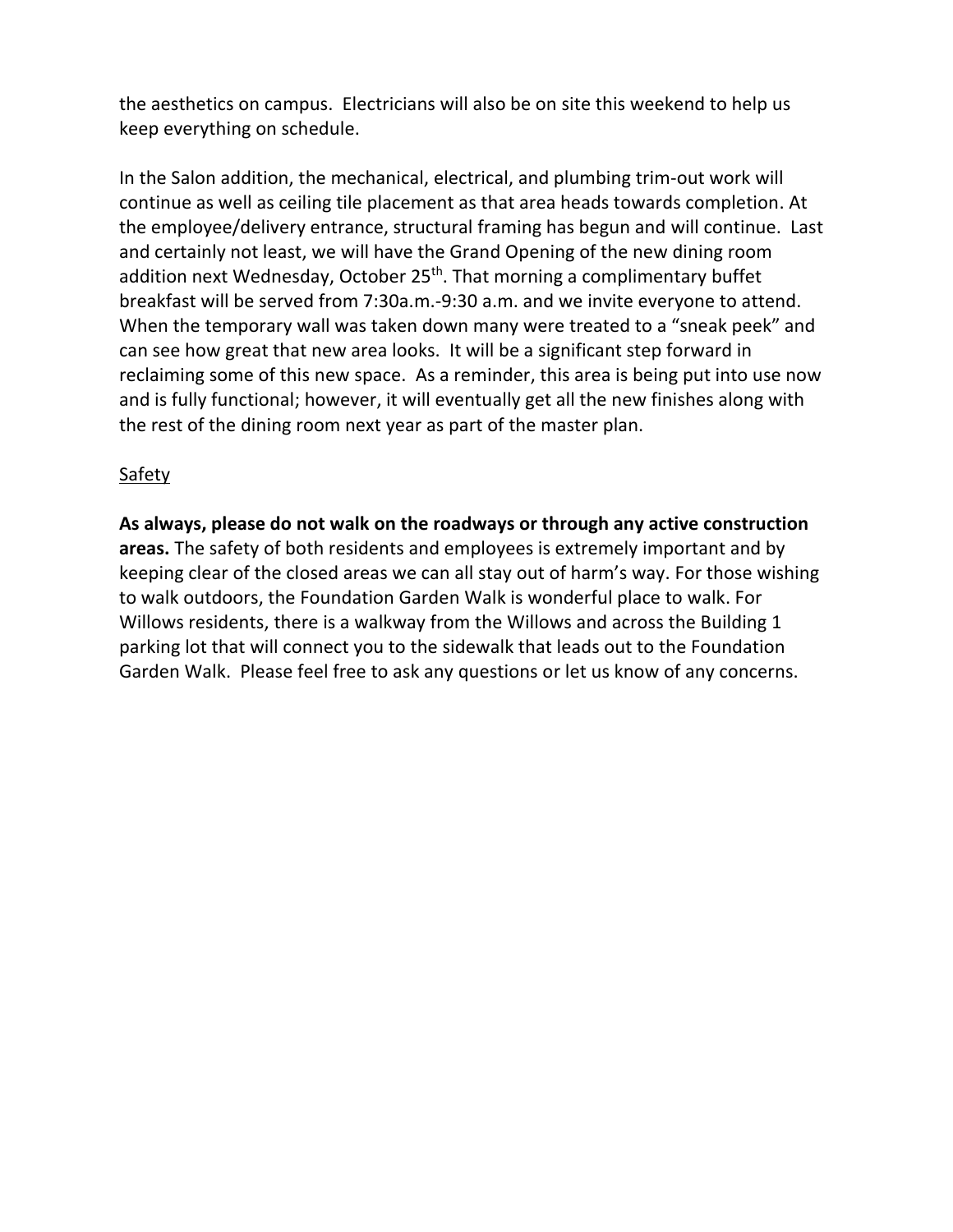the aesthetics on campus. Electricians will also be on site this weekend to help us keep everything on schedule.

In the Salon addition, the mechanical, electrical, and plumbing trim-out work will continue as well as ceiling tile placement as that area heads towards completion. At the employee/delivery entrance, structural framing has begun and will continue. Last and certainly not least, we will have the Grand Opening of the new dining room addition next Wednesday, October 25th. That morning a complimentary buffet breakfast will be served from 7:30a.m.-9:30 a.m. and we invite everyone to attend. When the temporary wall was taken down many were treated to a "sneak peek" and can see how great that new area looks. It will be a significant step forward in reclaiming some of this new space. As a reminder, this area is being put into use now and is fully functional; however, it will eventually get all the new finishes along with the rest of the dining room next year as part of the master plan.

Safety

**As always, please do not walk on the roadways or through any active construction areas.** The safety of both residents and employees is extremely important and by keeping clear of the closed areas we can all stay out of harm's way. For those wishing to walk outdoors, the Foundation Garden Walk is wonderful place to walk. For Willows residents, there is a walkway from the Willows and across the Building 1 parking lot that will connect you to the sidewalk that leads out to the Foundation Garden Walk. Please feel free to ask any questions or let us know of any concerns.